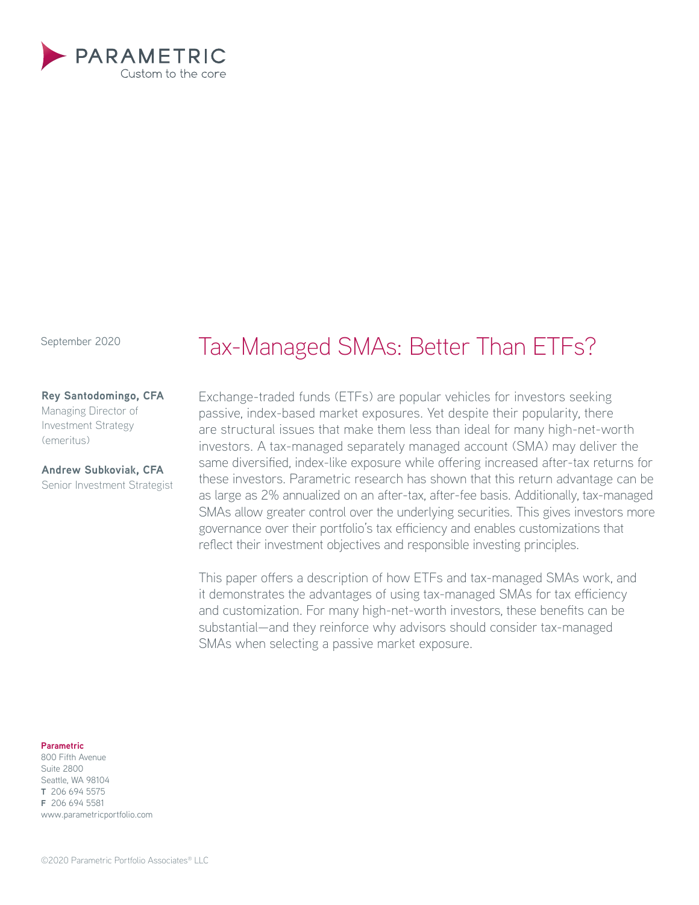PARAMETRIC
Custom to the core

September 2020

# Tax-Managed SMAs: Better Than ETFs?

**Rey Santodomingo, CFA**
Managing Director of Investment Strategy (emeritus)

**Andrew Subkoviak, CFA**
Senior Investment Strategist

Exchange-traded funds (ETFs) are popular vehicles for investors seeking passive, index-based market exposures. Yet despite their popularity, there are structural issues that make them less than ideal for many high-net-worth investors. A tax-managed separately managed account (SMA) may deliver the same diversified, index-like exposure while offering increased after-tax returns for these investors. Parametric research has shown that this return advantage can be as large as 2% annualized on an after-tax, after-fee basis. Additionally, tax-managed SMAs allow greater control over the underlying securities. This gives investors more governance over their portfolio's tax efficiency and enables customizations that reflect their investment objectives and responsible investing principles.

This paper offers a description of how ETFs and tax-managed SMAs work, and it demonstrates the advantages of using tax-managed SMAs for tax efficiency and customization. For many high-net-worth investors, these benefits can be substantial—and they reinforce why advisors should consider tax-managed SMAs when selecting a passive market exposure.

**Parametric**
800 Fifth Avenue
Suite 2800
Seattle, WA 98104
**T** 206 694 5575
**F** 206 694 5581
www.parametricportfolio.com

©2020 Parametric Portfolio Associates® LLC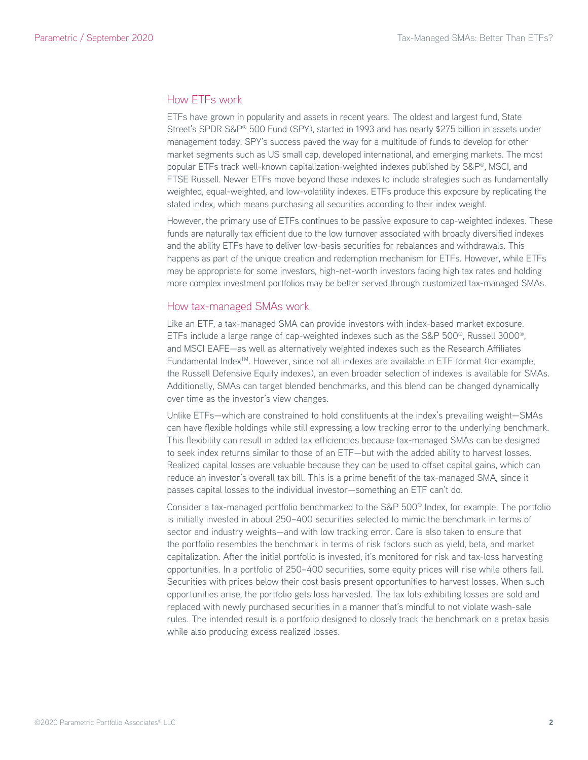## How ETFs work

ETFs have grown in popularity and assets in recent years. The oldest and largest fund, State Street's SPDR S&P® 500 Fund (SPY), started in 1993 and has nearly $275 billion in assets under management today. SPY's success paved the way for a multitude of funds to develop for other market segments such as US small cap, developed international, and emerging markets. The most popular ETFs track well-known capitalization-weighted indexes published by S&P®, MSCI, and FTSE Russell. Newer ETFs move beyond these indexes to include strategies such as fundamentally weighted, equal-weighted, and low-volatility indexes. ETFs produce this exposure by replicating the stated index, which means purchasing all securities according to their index weight.

However, the primary use of ETFs continues to be passive exposure to cap-weighted indexes. These funds are naturally tax efficient due to the low turnover associated with broadly diversified indexes and the ability ETFs have to deliver low-basis securities for rebalances and withdrawals. This happens as part of the unique creation and redemption mechanism for ETFs. However, while ETFs may be appropriate for some investors, high-net-worth investors facing high tax rates and holding more complex investment portfolios may be better served through customized tax-managed SMAs.

## How tax-managed SMAs work

Like an ETF, a tax-managed SMA can provide investors with index-based market exposure. ETFs include a large range of cap-weighted indexes such as the S&P 500®, Russell 3000®, and MSCI EAFE—as well as alternatively weighted indexes such as the Research Affiliates Fundamental Index™. However, since not all indexes are available in ETF format (for example, the Russell Defensive Equity indexes), an even broader selection of indexes is available for SMAs. Additionally, SMAs can target blended benchmarks, and this blend can be changed dynamically over time as the investor's view changes.

Unlike ETFs—which are constrained to hold constituents at the index's prevailing weight—SMAs can have flexible holdings while still expressing a low tracking error to the underlying benchmark. This flexibility can result in added tax efficiencies because tax-managed SMAs can be designed to seek index returns similar to those of an ETF—but with the added ability to harvest losses. Realized capital losses are valuable because they can be used to offset capital gains, which can reduce an investor's overall tax bill. This is a prime benefit of the tax-managed SMA, since it passes capital losses to the individual investor—something an ETF can't do.

Consider a tax-managed portfolio benchmarked to the S&P 500® Index, for example. The portfolio is initially invested in about 250–400 securities selected to mimic the benchmark in terms of sector and industry weights—and with low tracking error. Care is also taken to ensure that the portfolio resembles the benchmark in terms of risk factors such as yield, beta, and market capitalization. After the initial portfolio is invested, it's monitored for risk and tax-loss harvesting opportunities. In a portfolio of 250–400 securities, some equity prices will rise while others fall. Securities with prices below their cost basis present opportunities to harvest losses. When such opportunities arise, the portfolio gets loss harvested. The tax lots exhibiting losses are sold and replaced with newly purchased securities in a manner that's mindful to not violate wash-sale rules. The intended result is a portfolio designed to closely track the benchmark on a pretax basis while also producing excess realized losses.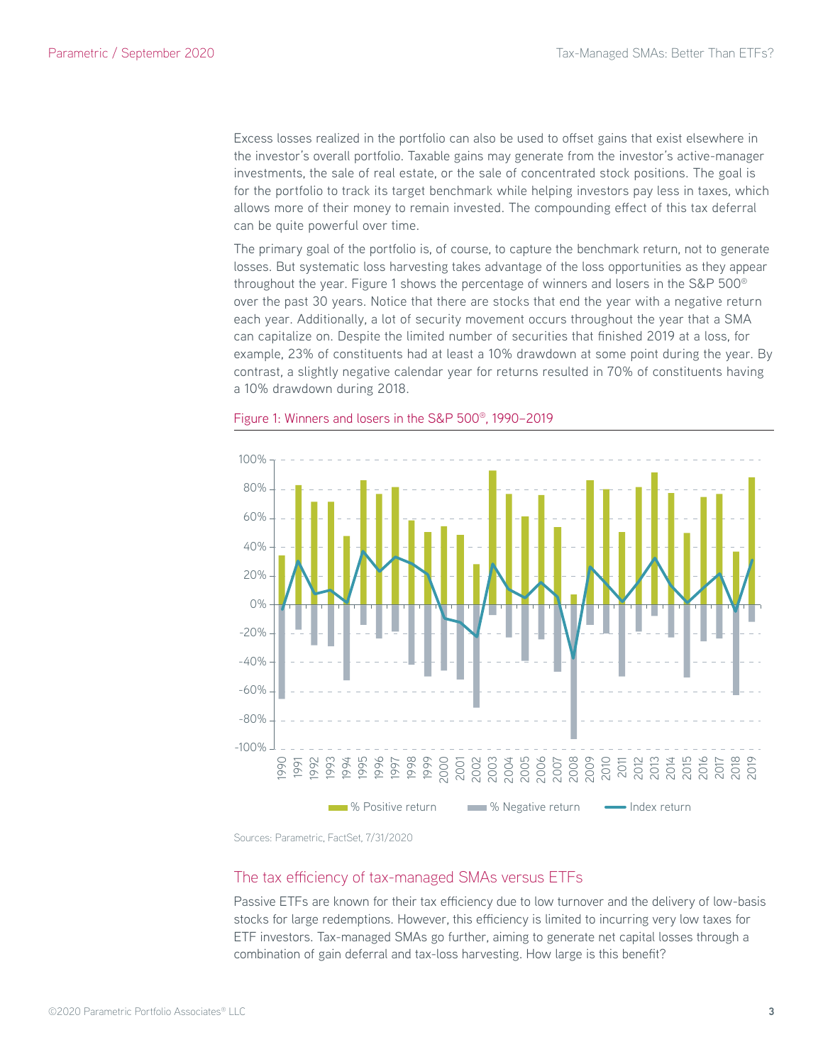Excess losses realized in the portfolio can also be used to offset gains that exist elsewhere in the investor's overall portfolio. Taxable gains may generate from the investor's active-manager investments, the sale of real estate, or the sale of concentrated stock positions. The goal is for the portfolio to track its target benchmark while helping investors pay less in taxes, which allows more of their money to remain invested. The compounding effect of this tax deferral can be quite powerful over time.

The primary goal of the portfolio is, of course, to capture the benchmark return, not to generate losses. But systematic loss harvesting takes advantage of the loss opportunities as they appear throughout the year. Figure 1 shows the percentage of winners and losers in the S&P 500® over the past 30 years. Notice that there are stocks that end the year with a negative return each year. Additionally, a lot of security movement occurs throughout the year that a SMA can capitalize on. Despite the limited number of securities that finished 2019 at a loss, for example, 23% of constituents had at least a 10% drawdown at some point during the year. By contrast, a slightly negative calendar year for returns resulted in 70% of constituents having a 10% drawdown during 2018.

Figure 1: Winners and losers in the S&P 500®, 1990–2019

Sources: Parametric, FactSet, 7/31/2020

## The tax efficiency of tax-managed SMAs versus ETFs

Passive ETFs are known for their tax efficiency due to low turnover and the delivery of low-basis stocks for large redemptions. However, this efficiency is limited to incurring very low taxes for ETF investors. Tax-managed SMAs go further, aiming to generate net capital losses through a combination of gain deferral and tax-loss harvesting. How large is this benefit?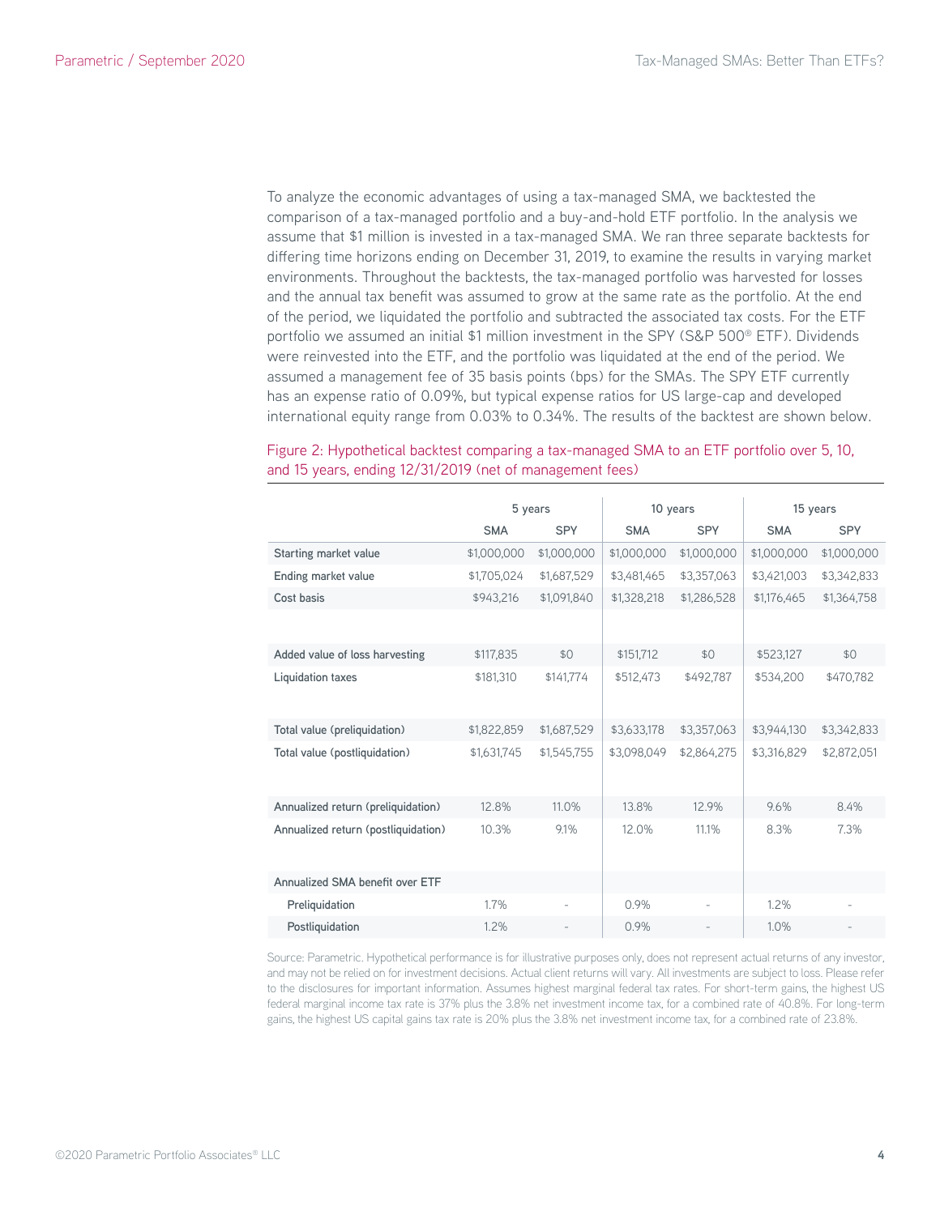To analyze the economic advantages of using a tax-managed SMA, we backtested the comparison of a tax-managed portfolio and a buy-and-hold ETF portfolio. In the analysis we assume that $1 million is invested in a tax-managed SMA. We ran three separate backtests for differing time horizons ending on December 31, 2019, to examine the results in varying market environments. Throughout the backtests, the tax-managed portfolio was harvested for losses and the annual tax benefit was assumed to grow at the same rate as the portfolio. At the end of the period, we liquidated the portfolio and subtracted the associated tax costs. For the ETF portfolio we assumed an initial $1 million investment in the SPY (S&P 500® ETF). Dividends were reinvested into the ETF, and the portfolio was liquidated at the end of the period. We assumed a management fee of 35 basis points (bps) for the SMAs. The SPY ETF currently has an expense ratio of 0.09%, but typical expense ratios for US large-cap and developed international equity range from 0.03% to 0.34%. The results of the backtest are shown below.

Figure 2: Hypothetical backtest comparing a tax-managed SMA to an ETF portfolio over 5, 10, and 15 years, ending 12/31/2019 (net of management fees)

| | 5 years | | 10 years | | 15 years | |
|---|---|---|---|---|---|---|
| | SMA | SPY | SMA | SPY | SMA | SPY |
| Starting market value | $1,000,000 | $1,000,000 | $1,000,000 | $1,000,000 | $1,000,000 | $1,000,000 |
| Ending market value | $1,705,024 | $1,687,529 | $3,481,465 | $3,357,063 | $3,421,003 | $3,342,833 |
| Cost basis | $943,216 | $1,091,840 | $1,328,218 | $1,286,528 | $1,176,465 | $1,364,758 |
| Added value of loss harvesting | $117,835 | $0 | $151,712 | $0 | $523,127 | $0 |
| Liquidation taxes | $181,310 | $141,774 | $512,473 | $492,787 | $534,200 | $470,782 |
| Total value (preliquidation) | $1,822,859 | $1,687,529 | $3,633,178 | $3,357,063 | $3,944,130 | $3,342,833 |
| Total value (postliquidation) | $1,631,745 | $1,545,755 | $3,098,049 | $2,864,275 | $3,316,829 | $2,872,051 |
| Annualized return (preliquidation) | 12.8% | 11.0% | 13.8% | 12.9% | 9.6% | 8.4% |
| Annualized return (postliquidation) | 10.3% | 9.1% | 12.0% | 11.1% | 8.3% | 7.3% |
| Annualized SMA benefit over ETF | | | | | | |
| Preliquidation | 1.7% | – | 0.9% | – | 1.2% | – |
| Postliquidation | 1.2% | – | 0.9% | – | 1.0% | – |

Source: Parametric. Hypothetical performance is for illustrative purposes only, does not represent actual returns of any investor, and may not be relied on for investment decisions. Actual client returns will vary. All investments are subject to loss. Please refer to the disclosures for important information. Assumes highest marginal federal tax rates. For short-term gains, the highest US federal marginal income tax rate is 37% plus the 3.8% net investment income tax, for a combined rate of 40.8%. For long-term gains, the highest US capital gains tax rate is 20% plus the 3.8% net investment income tax, for a combined rate of 23.8%.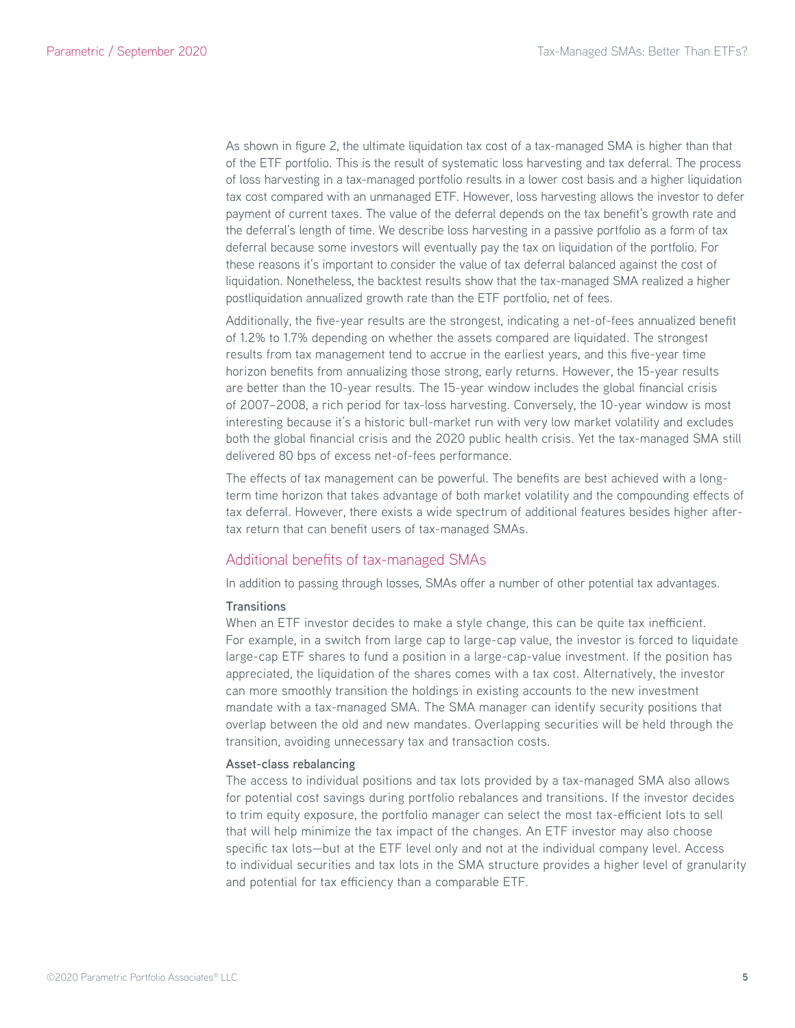As shown in figure 2, the ultimate liquidation tax cost of a tax-managed SMA is higher than that of the ETF portfolio. This is the result of systematic loss harvesting and tax deferral. The process of loss harvesting in a tax-managed portfolio results in a lower cost basis and a higher liquidation tax cost compared with an unmanaged ETF. However, loss harvesting allows the investor to defer payment of current taxes. The value of the deferral depends on the tax benefit's growth rate and the deferral's length of time. We describe loss harvesting in a passive portfolio as a form of tax deferral because some investors will eventually pay the tax on liquidation of the portfolio. For these reasons it's important to consider the value of tax deferral balanced against the cost of liquidation. Nonetheless, the backtest results show that the tax-managed SMA realized a higher postliquidation annualized growth rate than the ETF portfolio, net of fees.

Additionally, the five-year results are the strongest, indicating a net-of-fees annualized benefit of 1.2% to 1.7% depending on whether the assets compared are liquidated. The strongest results from tax management tend to accrue in the earliest years, and this five-year time horizon benefits from annualizing those strong, early returns. However, the 15-year results are better than the 10-year results. The 15-year window includes the global financial crisis of 2007–2008, a rich period for tax-loss harvesting. Conversely, the 10-year window is most interesting because it's a historic bull-market run with very low market volatility and excludes both the global financial crisis and the 2020 public health crisis. Yet the tax-managed SMA still delivered 80 bps of excess net-of-fees performance.

The effects of tax management can be powerful. The benefits are best achieved with a long-term time horizon that takes advantage of both market volatility and the compounding effects of tax deferral. However, there exists a wide spectrum of additional features besides higher after-tax return that can benefit users of tax-managed SMAs.

## Additional benefits of tax-managed SMAs

In addition to passing through losses, SMAs offer a number of other potential tax advantages.

### Transitions

When an ETF investor decides to make a style change, this can be quite tax inefficient. For example, in a switch from large cap to large-cap value, the investor is forced to liquidate large-cap ETF shares to fund a position in a large-cap-value investment. If the position has appreciated, the liquidation of the shares comes with a tax cost. Alternatively, the investor can more smoothly transition the holdings in existing accounts to the new investment mandate with a tax-managed SMA. The SMA manager can identify security positions that overlap between the old and new mandates. Overlapping securities will be held through the transition, avoiding unnecessary tax and transaction costs.

### Asset-class rebalancing

The access to individual positions and tax lots provided by a tax-managed SMA also allows for potential cost savings during portfolio rebalances and transitions. If the investor decides to trim equity exposure, the portfolio manager can select the most tax-efficient lots to sell that will help minimize the tax impact of the changes. An ETF investor may also choose specific tax lots—but at the ETF level only and not at the individual company level. Access to individual securities and tax lots in the SMA structure provides a higher level of granularity and potential for tax efficiency than a comparable ETF.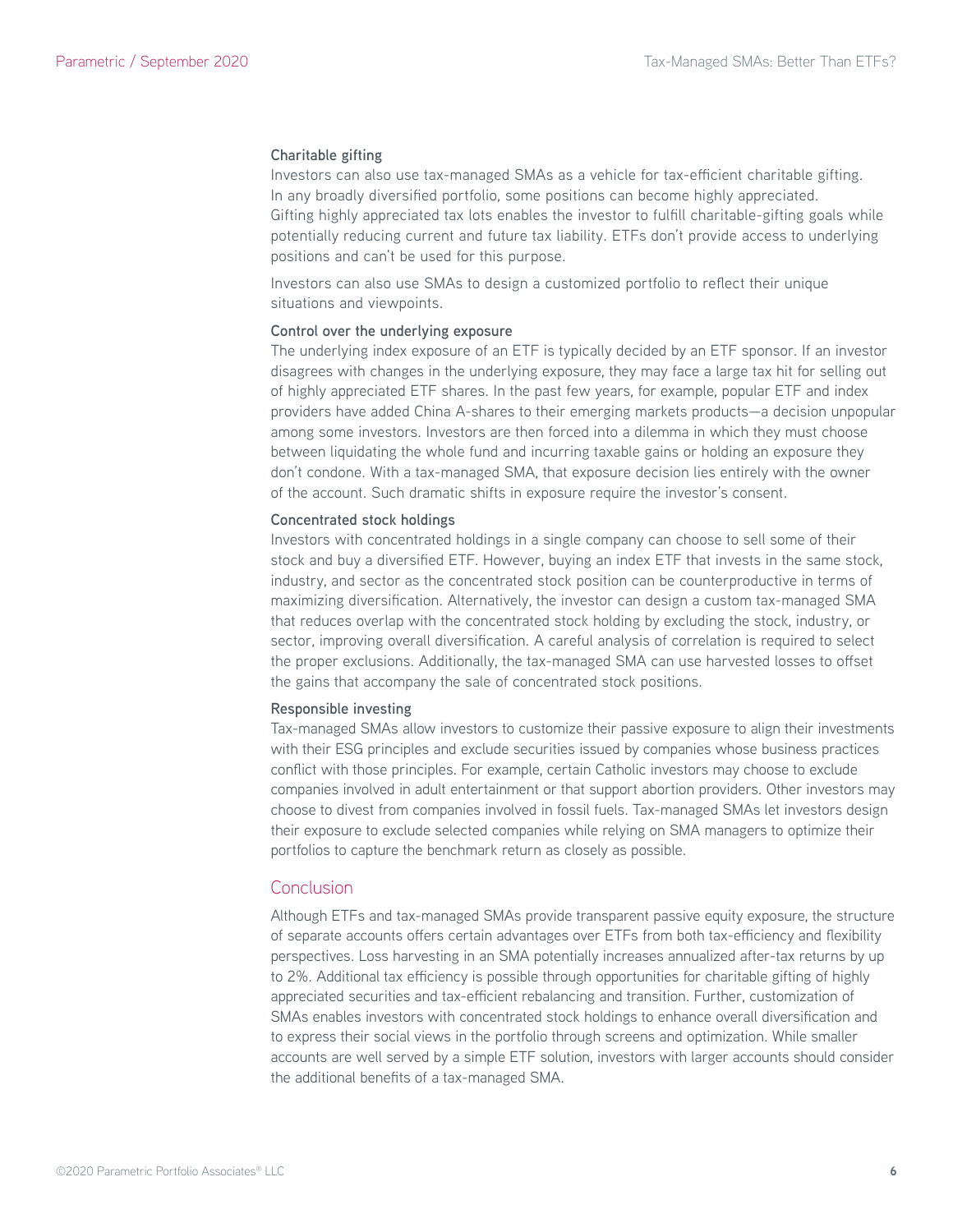### Charitable gifting

Investors can also use tax-managed SMAs as a vehicle for tax-efficient charitable gifting. In any broadly diversified portfolio, some positions can become highly appreciated. Gifting highly appreciated tax lots enables the investor to fulfill charitable-gifting goals while potentially reducing current and future tax liability. ETFs don't provide access to underlying positions and can't be used for this purpose.

Investors can also use SMAs to design a customized portfolio to reflect their unique situations and viewpoints.

### Control over the underlying exposure

The underlying index exposure of an ETF is typically decided by an ETF sponsor. If an investor disagrees with changes in the underlying exposure, they may face a large tax hit for selling out of highly appreciated ETF shares. In the past few years, for example, popular ETF and index providers have added China A-shares to their emerging markets products—a decision unpopular among some investors. Investors are then forced into a dilemma in which they must choose between liquidating the whole fund and incurring taxable gains or holding an exposure they don't condone. With a tax-managed SMA, that exposure decision lies entirely with the owner of the account. Such dramatic shifts in exposure require the investor's consent.

### Concentrated stock holdings

Investors with concentrated holdings in a single company can choose to sell some of their stock and buy a diversified ETF. However, buying an index ETF that invests in the same stock, industry, and sector as the concentrated stock position can be counterproductive in terms of maximizing diversification. Alternatively, the investor can design a custom tax-managed SMA that reduces overlap with the concentrated stock holding by excluding the stock, industry, or sector, improving overall diversification. A careful analysis of correlation is required to select the proper exclusions. Additionally, the tax-managed SMA can use harvested losses to offset the gains that accompany the sale of concentrated stock positions.

### Responsible investing

Tax-managed SMAs allow investors to customize their passive exposure to align their investments with their ESG principles and exclude securities issued by companies whose business practices conflict with those principles. For example, certain Catholic investors may choose to exclude companies involved in adult entertainment or that support abortion providers. Other investors may choose to divest from companies involved in fossil fuels. Tax-managed SMAs let investors design their exposure to exclude selected companies while relying on SMA managers to optimize their portfolios to capture the benchmark return as closely as possible.

## Conclusion

Although ETFs and tax-managed SMAs provide transparent passive equity exposure, the structure of separate accounts offers certain advantages over ETFs from both tax-efficiency and flexibility perspectives. Loss harvesting in an SMA potentially increases annualized after-tax returns by up to 2%. Additional tax efficiency is possible through opportunities for charitable gifting of highly appreciated securities and tax-efficient rebalancing and transition. Further, customization of SMAs enables investors with concentrated stock holdings to enhance overall diversification and to express their social views in the portfolio through screens and optimization. While smaller accounts are well served by a simple ETF solution, investors with larger accounts should consider the additional benefits of a tax-managed SMA.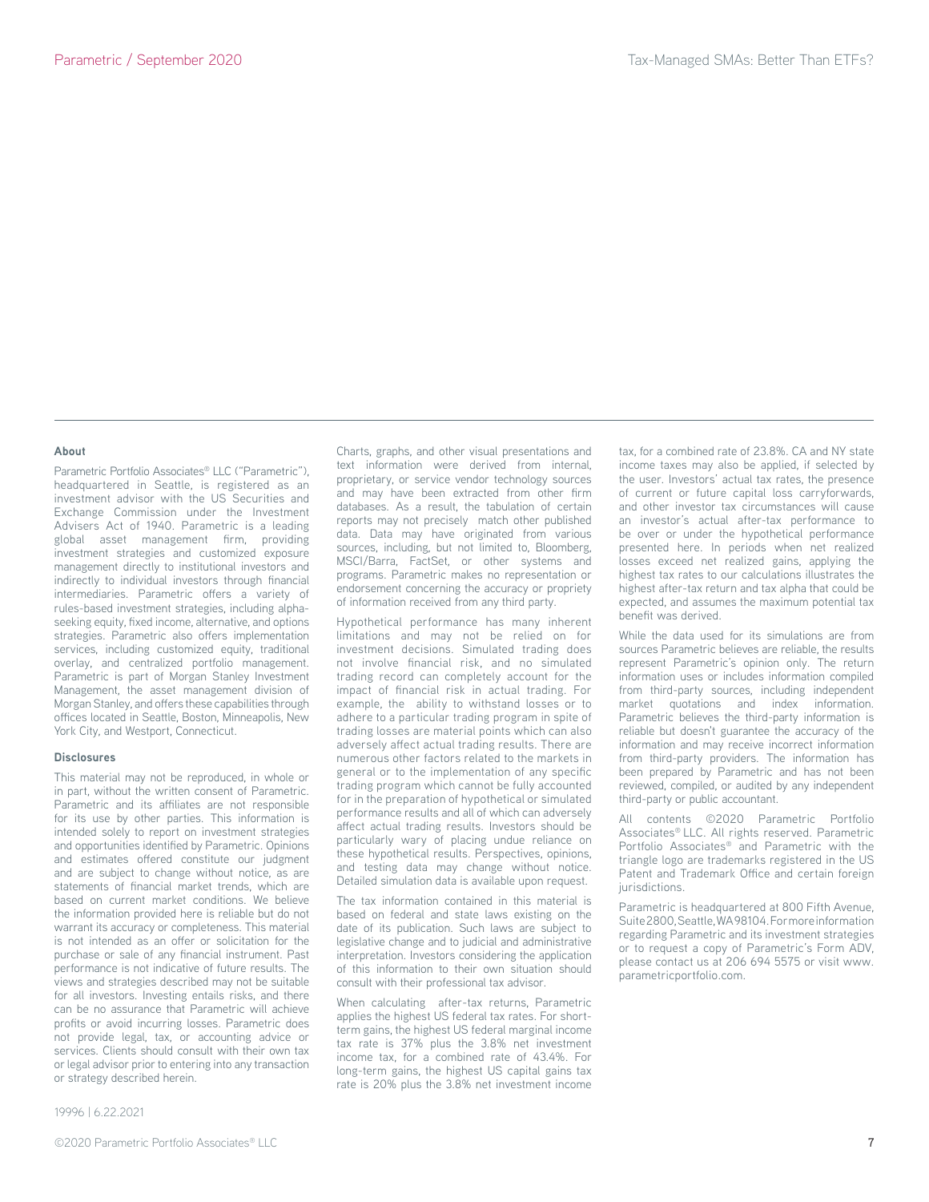### About

Parametric Portfolio Associates® LLC ("Parametric"), headquartered in Seattle, is registered as an investment advisor with the US Securities and Exchange Commission under the Investment Advisers Act of 1940. Parametric is a leading global asset management firm, providing investment strategies and customized exposure management directly to institutional investors and indirectly to individual investors through financial intermediaries. Parametric offers a variety of rules-based investment strategies, including alpha-seeking equity, fixed income, alternative, and options strategies. Parametric also offers implementation services, including customized equity, traditional overlay, and centralized portfolio management. Parametric is part of Morgan Stanley Investment Management, the asset management division of Morgan Stanley, and offers these capabilities through offices located in Seattle, Boston, Minneapolis, New York City, and Westport, Connecticut.

### Disclosures

This material may not be reproduced, in whole or in part, without the written consent of Parametric. Parametric and its affiliates are not responsible for its use by other parties. This information is intended solely to report on investment strategies and opportunities identified by Parametric. Opinions and estimates offered constitute our judgment and are subject to change without notice, as are statements of financial market trends, which are based on current market conditions. We believe the information provided here is reliable but do not warrant its accuracy or completeness. This material is not intended as an offer or solicitation for the purchase or sale of any financial instrument. Past performance is not indicative of future results. The views and strategies described may not be suitable for all investors. Investing entails risks, and there can be no assurance that Parametric will achieve profits or avoid incurring losses. Parametric does not provide legal, tax, or accounting advice or services. Clients should consult with their own tax or legal advisor prior to entering into any transaction or strategy described herein.

Charts, graphs, and other visual presentations and text information were derived from internal, proprietary, or service vendor technology sources and may have been extracted from other firm databases. As a result, the tabulation of certain reports may not precisely match other published data. Data may have originated from various sources, including, but not limited to, Bloomberg, MSCI/Barra, FactSet, or other systems and programs. Parametric makes no representation or endorsement concerning the accuracy or propriety of information received from any third party.

Hypothetical performance has many inherent limitations and may not be relied on for investment decisions. Simulated trading does not involve financial risk, and no simulated trading record can completely account for the impact of financial risk in actual trading. For example, the ability to withstand losses or to adhere to a particular trading program in spite of trading losses are material points which can also adversely affect actual trading results. There are numerous other factors related to the markets in general or to the implementation of any specific trading program which cannot be fully accounted for in the preparation of hypothetical or simulated performance results and all of which can adversely affect actual trading results. Investors should be particularly wary of placing undue reliance on these hypothetical results. Perspectives, opinions, and testing data may change without notice. Detailed simulation data is available upon request.

The tax information contained in this material is based on federal and state laws existing on the date of its publication. Such laws are subject to legislative change and to judicial and administrative interpretation. Investors considering the application of this information to their own situation should consult with their professional tax advisor.

When calculating after-tax returns, Parametric applies the highest US federal tax rates. For short-term gains, the highest US federal marginal income tax rate is 37% plus the 3.8% net investment income tax, for a combined rate of 43.4%. For long-term gains, the highest US capital gains tax rate is 20% plus the 3.8% net investment income tax, for a combined rate of 23.8%. CA and NY state income taxes may also be applied, if selected by the user. Investors' actual tax rates, the presence of current or future capital loss carryforwards, and other investor tax circumstances will cause an investor's actual after-tax performance to be over or under the hypothetical performance presented here. In periods when net realized losses exceed net realized gains, applying the highest tax rates to our calculations illustrates the highest after-tax return and tax alpha that could be expected, and assumes the maximum potential tax benefit was derived.

While the data used for its simulations are from sources Parametric believes are reliable, the results represent Parametric's opinion only. The return information uses or includes information compiled from third-party sources, including independent market quotations and index information. Parametric believes the third-party information is reliable but doesn't guarantee the accuracy of the information and may receive incorrect information from third-party providers. The information has been prepared by Parametric and has not been reviewed, compiled, or audited by any independent third-party or public accountant.

All contents ©2020 Parametric Portfolio Associates® LLC. All rights reserved. Parametric Portfolio Associates® and Parametric with the triangle logo are trademarks registered in the US Patent and Trademark Office and certain foreign jurisdictions.

Parametric is headquartered at 800 Fifth Avenue, Suite 2800, Seattle, WA 98104. For more information regarding Parametric and its investment strategies or to request a copy of Parametric's Form ADV, please contact us at 206 694 5575 or visit www.parametricportfolio.com.

19996 | 6.22.2021